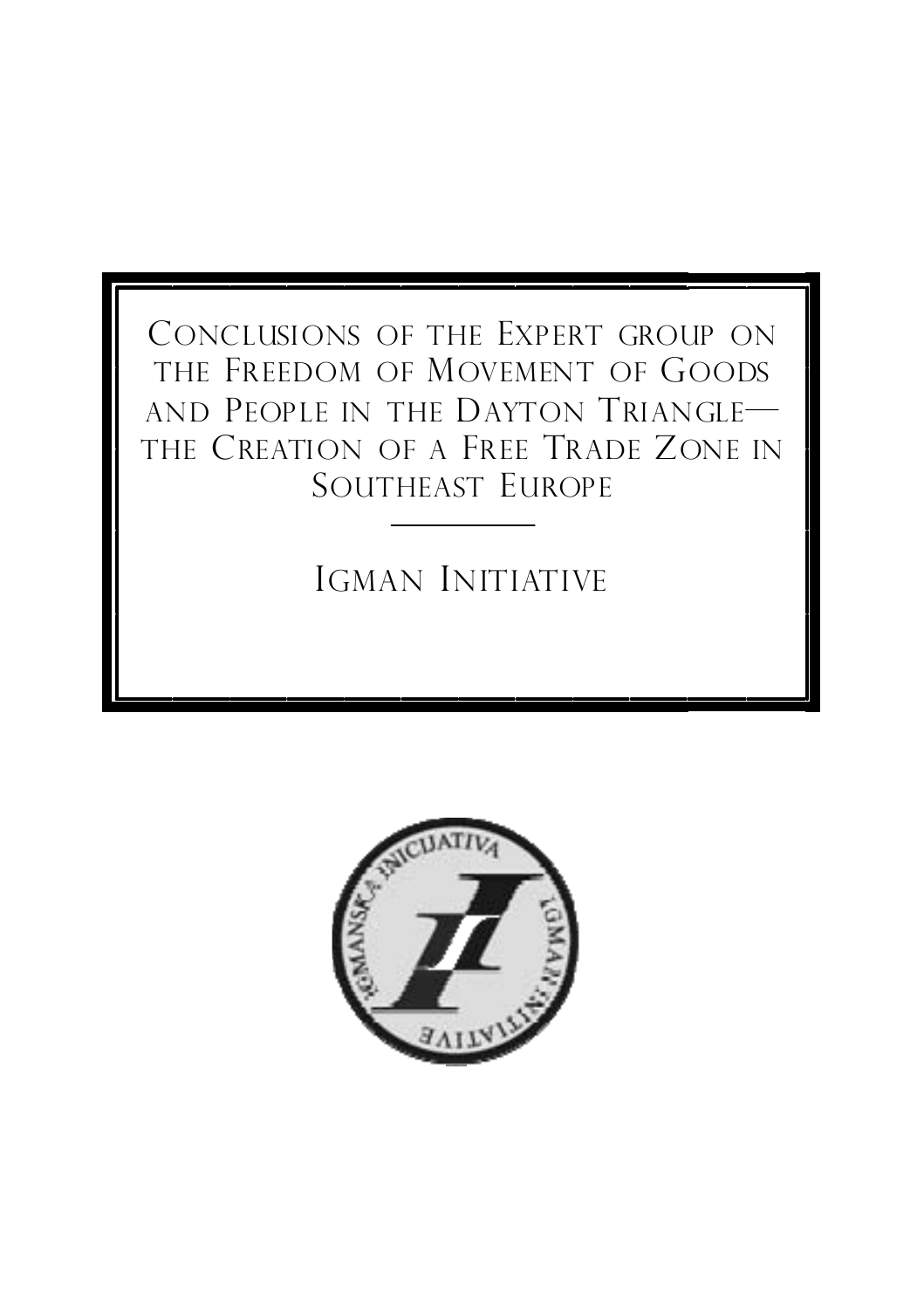# Conclusions of the Expert group on the Freedom of Movement of Goods and People in the Dayton Triangle—the Creation of a Free Trade Zone in Southeast Europe

## Igman Initiative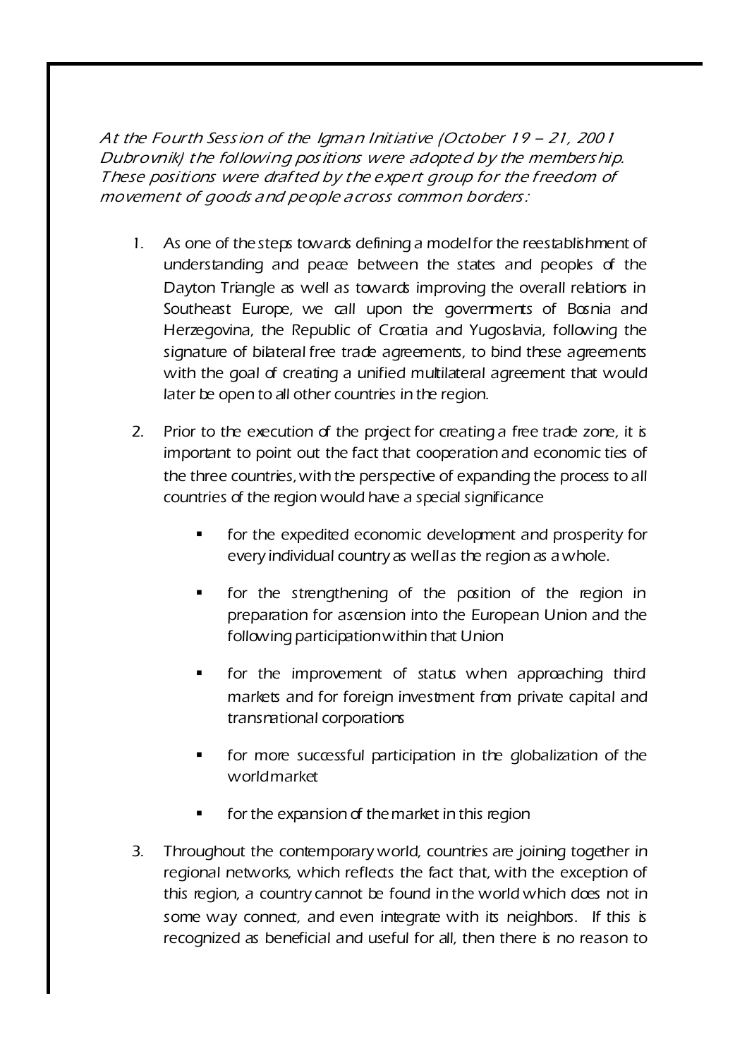*At the Fourth Session of the Igman Initiative (October 19 – 21, 2001 Dubrovnik) the following positions were adopted by the membership. These positions were drafted by the expert group for the freedom of movement of goods and people across common borders:*

1. As one of the steps towards defining a model for the reestablishment of understanding and peace between the states and peoples of the Dayton Triangle as well as towards improving the overall relations in Southeast Europe, we call upon the governments of Bosnia and Herzegovina, the Republic of Croatia and Yugoslavia, following the signature of bilateral free trade agreements, to bind these agreements with the goal of creating a unified multilateral agreement that would later be open to all other countries in the region.

2. Prior to the execution of the project for creating a free trade zone, it is important to point out the fact that cooperation and economic ties of the three countries, with the perspective of expanding the process to all countries of the region would have a special significance

   - for the expedited economic development and prosperity for every individual country as well as the region as a whole.
   - for the strengthening of the position of the region in preparation for ascension into the European Union and the following participation within that Union
   - for the improvement of status when approaching third markets and for foreign investment from private capital and transnational corporations
   - for more successful participation in the globalization of the world market
   - for the expansion of the market in this region

3. Throughout the contemporary world, countries are joining together in regional networks, which reflects the fact that, with the exception of this region, a country cannot be found in the world which does not in some way connect, and even integrate with its neighbors. If this is recognized as beneficial and useful for all, then there is no reason to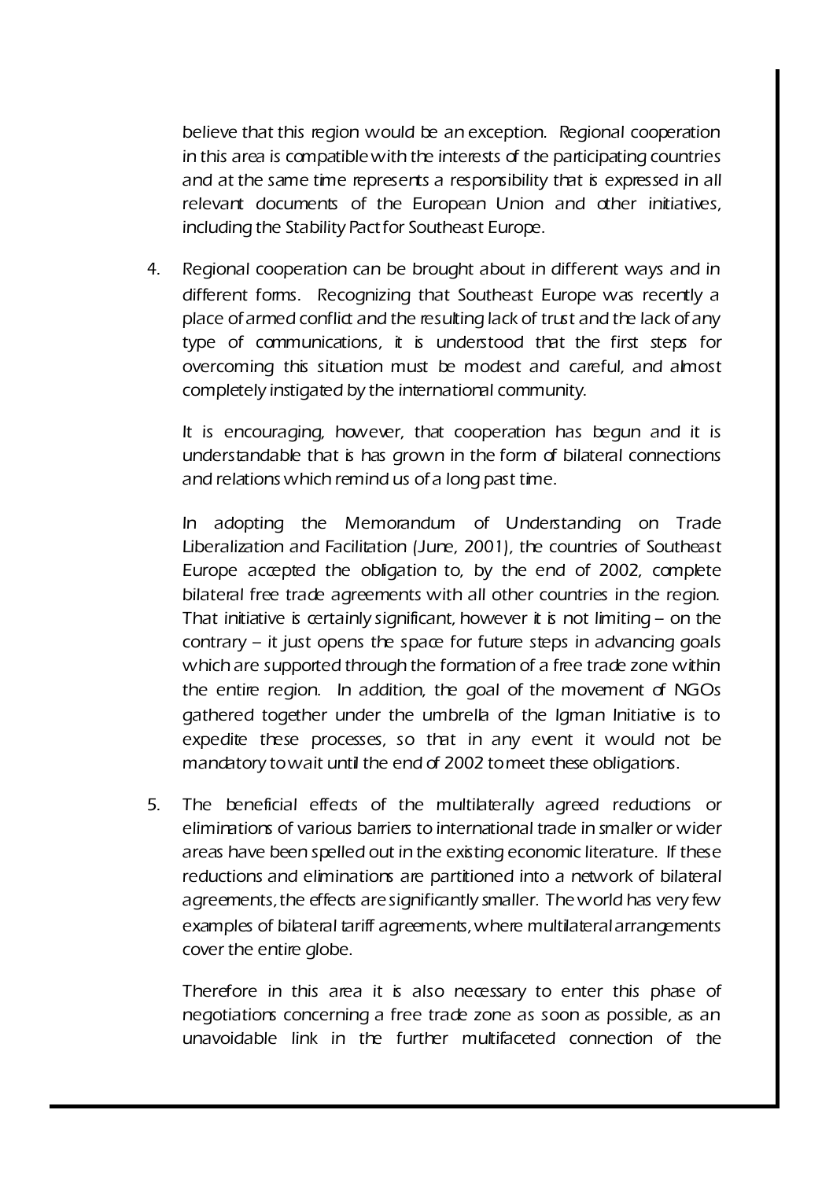believe that this region would be an exception. Regional cooperation in this area is compatible with the interests of the participating countries and at the same time represents a responsibility that is expressed in all relevant documents of the European Union and other initiatives, including the Stability Pact for Southeast Europe.

4. Regional cooperation can be brought about in different ways and in different forms. Recognizing that Southeast Europe was recently a place of armed conflict and the resulting lack of trust and the lack of any type of communications, it is understood that the first steps for overcoming this situation must be modest and careful, and almost completely instigated by the international community.

   It is encouraging, however, that cooperation has begun and it is understandable that is has grown in the form of bilateral connections and relations which remind us of a long past time.

   In adopting the Memorandum of Understanding on Trade Liberalization and Facilitation (June, 2001), the countries of Southeast Europe accepted the obligation to, by the end of 2002, complete bilateral free trade agreements with all other countries in the region. That initiative is certainly significant, however it is not limiting – on the contrary – it just opens the space for future steps in advancing goals which are supported through the formation of a free trade zone within the entire region. In addition, the goal of the movement of NGOs gathered together under the umbrella of the Igman Initiative is to expedite these processes, so that in any event it would not be mandatory to wait until the end of 2002 to meet these obligations.

5. The beneficial effects of the multilaterally agreed reductions or eliminations of various barriers to international trade in smaller or wider areas have been spelled out in the existing economic literature. If these reductions and eliminations are partitioned into a network of bilateral agreements, the effects are significantly smaller. The world has very few examples of bilateral tariff agreements, where multilateral arrangements cover the entire globe.

   Therefore in this area it is also necessary to enter this phase of negotiations concerning a free trade zone as soon as possible, as an unavoidable link in the further multifaceted connection of the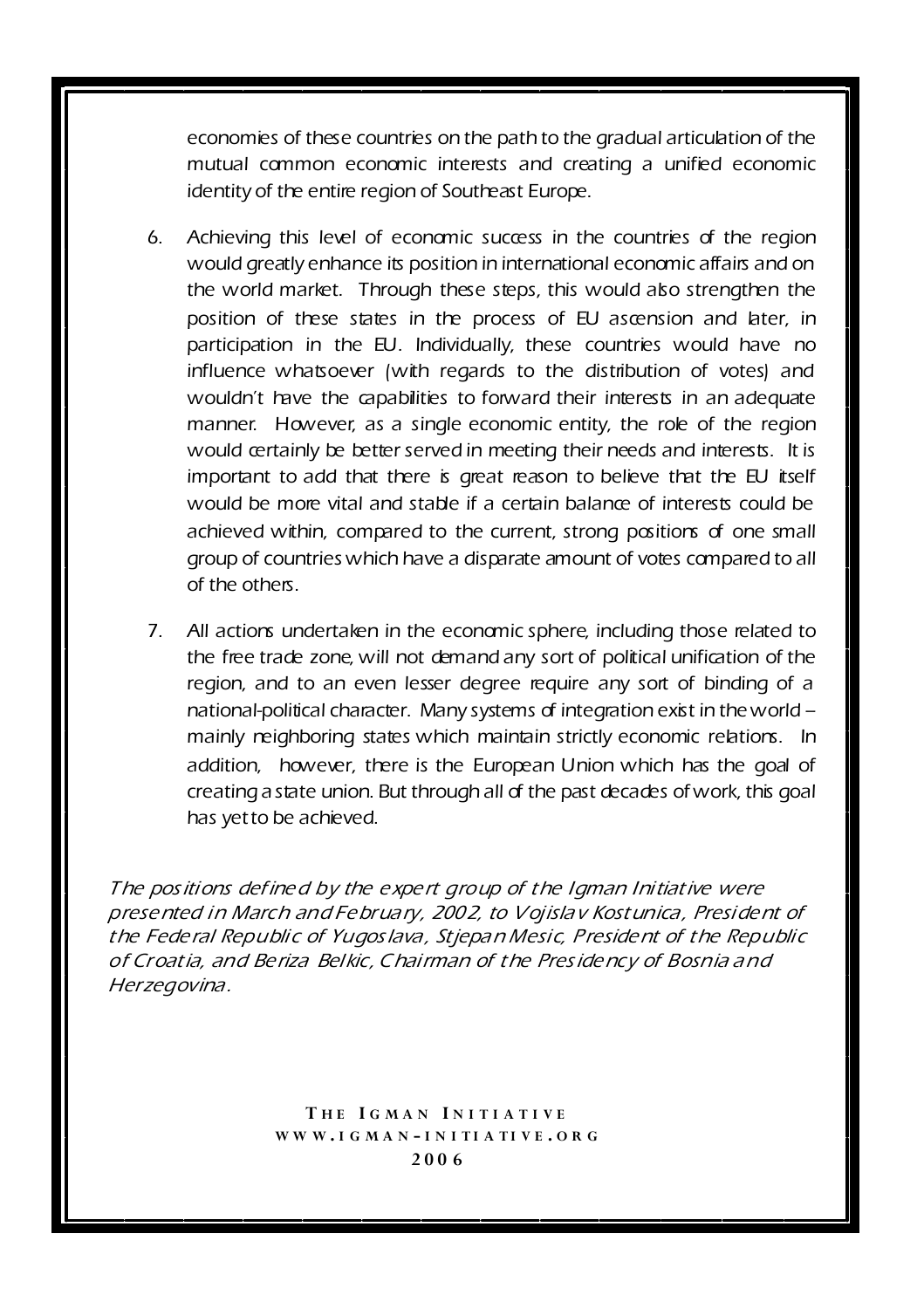economies of these countries on the path to the gradual articulation of the mutual common economic interests and creating a unified economic identity of the entire region of Southeast Europe.

6. Achieving this level of economic success in the countries of the region would greatly enhance its position in international economic affairs and on the world market. Through these steps, this would also strengthen the position of these states in the process of EU ascension and later, in participation in the EU. Individually, these countries would have no influence whatsoever (with regards to the distribution of votes) and wouldn't have the capabilities to forward their interests in an adequate manner. However, as a single economic entity, the role of the region would certainly be better served in meeting their needs and interests. It is important to add that there is great reason to believe that the EU itself would be more vital and stable if a certain balance of interests could be achieved within, compared to the current, strong positions of one small group of countries which have a disparate amount of votes compared to all of the others.

7. All actions undertaken in the economic sphere, including those related to the free trade zone, will not demand any sort of political unification of the region, and to an even lesser degree require any sort of binding of a national-political character. Many systems of integration exist in the world – mainly neighboring states which maintain strictly economic relations. In addition, however, there is the European Union which has the goal of creating a state union. But through all of the past decades of work, this goal has yet to be achieved.

*The positions defined by the expert group of the Igman Initiative were presented in March and February, 2002, to Vojislav Kostunica, President of the Federal Republic of Yugoslavia, Stjepan Mesic, President of the Republic of Croatia, and Beriza Belkic, Chairman of the Presidency of Bosnia and Herzegovina.*

**THE IGMAN INITIATIVE**
**WWW.IGMAN-INITIATIVE.ORG**
**2006**